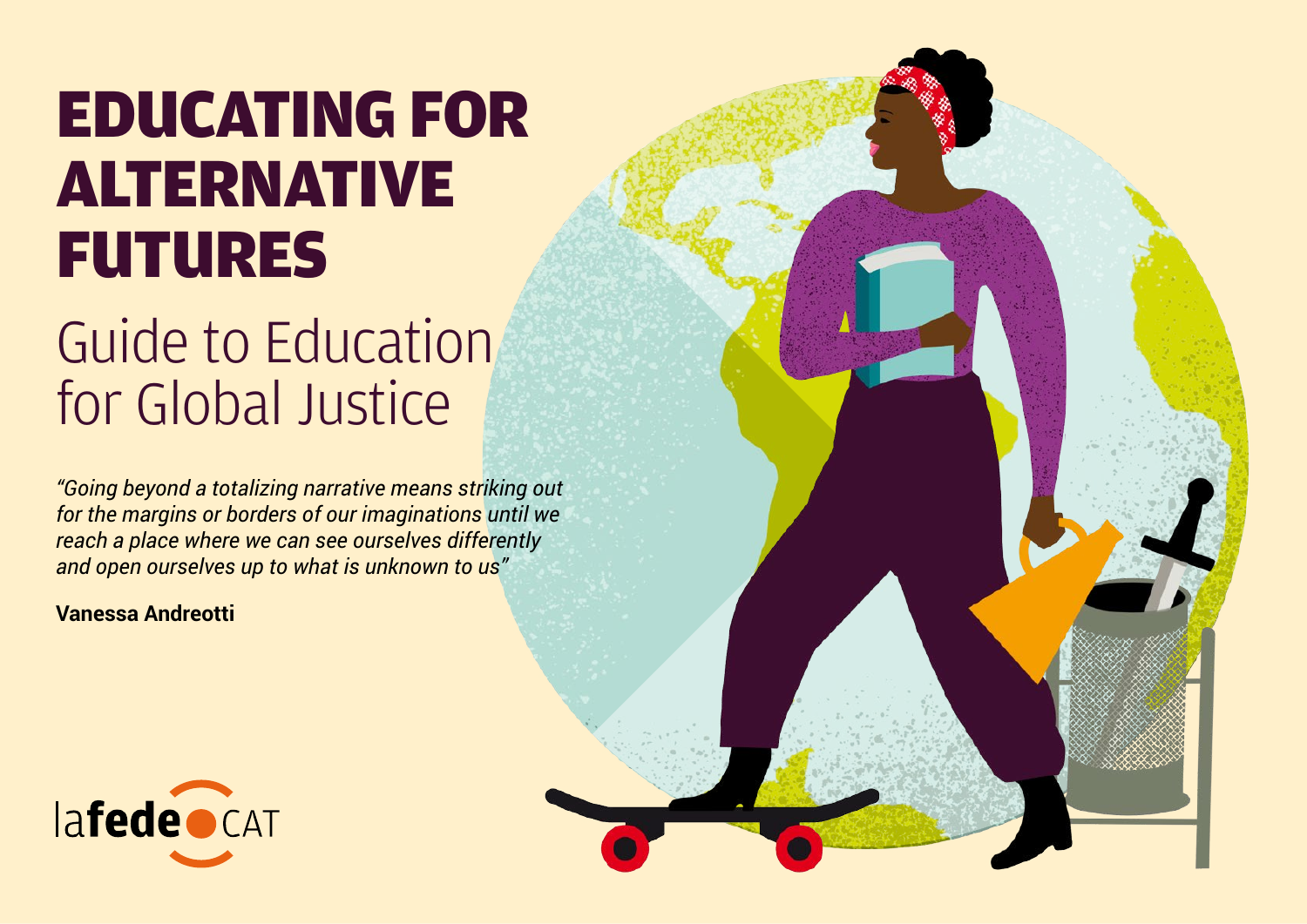# EDUCATING FOR ALTERNATIVE FUTURES

## Guide to Education for Global Justice

*"Going beyond a totalizing narrative means striking out for the margins or borders of our imaginations until we reach a place where we can see ourselves differently and open ourselves up to what is unknown to us"*

**Vanessa Andreotti**

lafede CAT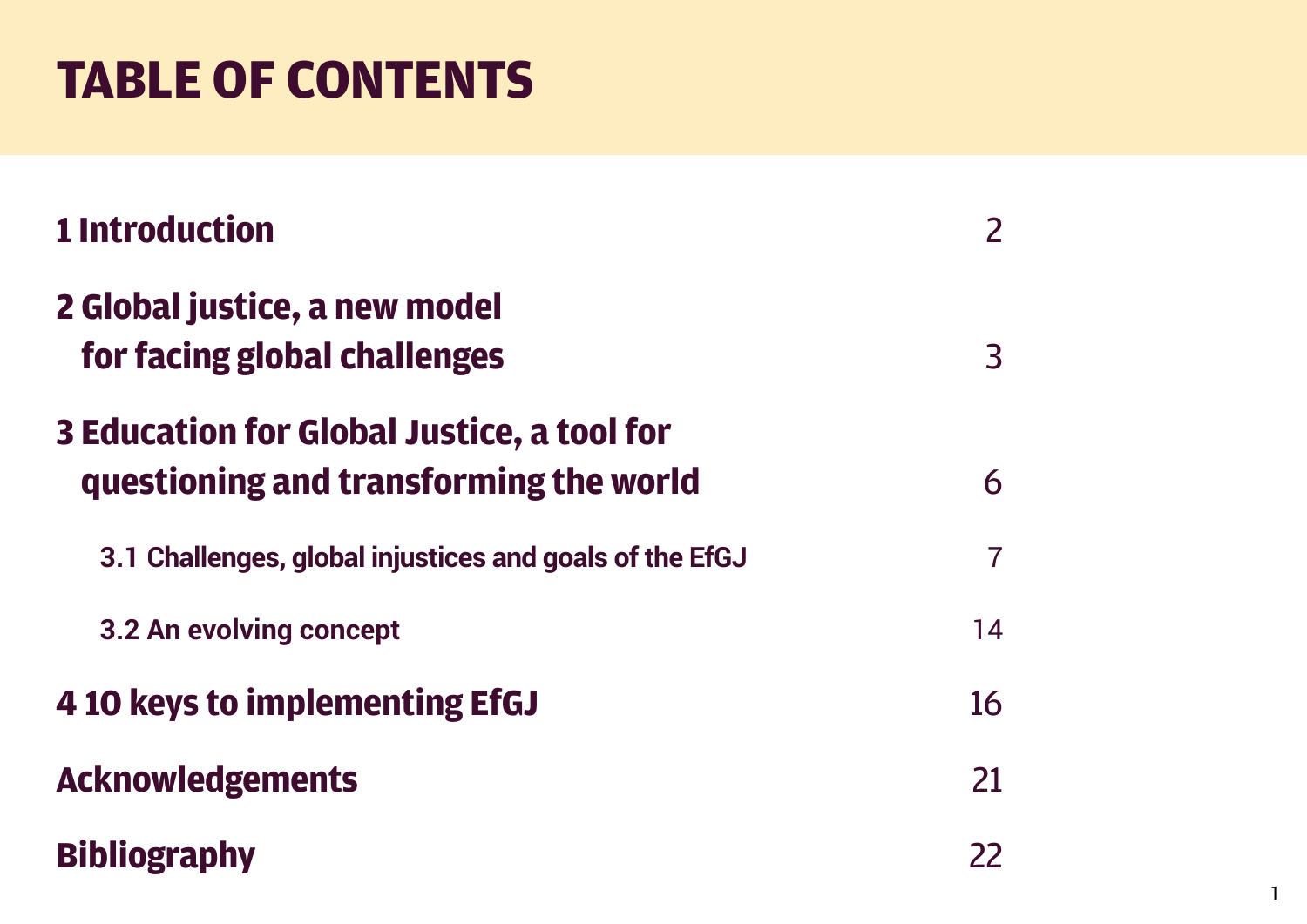# TABLE OF CONTENTS

| | |
|---|---|
| **1 Introduction** | 2 |
| **2 Global justice, a new model for facing global challenges** | 3 |
| **3 Education for Global Justice, a tool for questioning and transforming the world** | 6 |
| 3.1 Challenges, global injustices and goals of the EfGJ | 7 |
| 3.2 An evolving concept | 14 |
| **4 10 keys to implementing EfGJ** | 16 |
| **Acknowledgements** | 21 |
| **Bibliography** | 22 |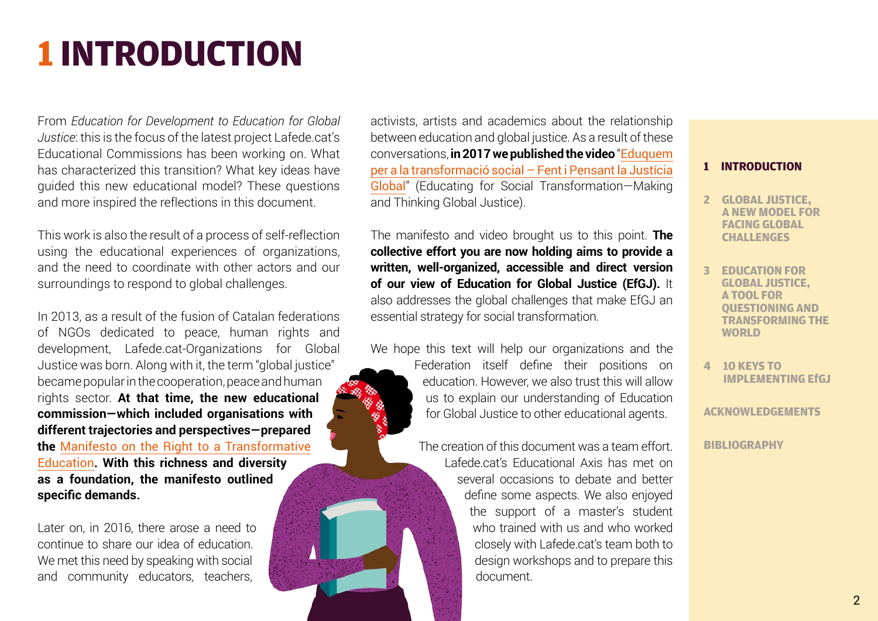# 1 INTRODUCTION

From *Education for Development to Education for Global Justice*: this is the focus of the latest project Lafede.cat's Educational Commissions has been working on. What has characterized this transition? What key ideas have guided this new educational model? These questions and more inspired the reflections in this document.

This work is also the result of a process of self-reflection using the educational experiences of organizations, and the need to coordinate with other actors and our surroundings to respond to global challenges.

In 2013, as a result of the fusion of Catalan federations of NGOs dedicated to peace, human rights and development, Lafede.cat-Organizations for Global Justice was born. Along with it, the term "global justice" became popular in the cooperation, peace and human rights sector. **At that time, the new educational commission—which included organisations with different trajectories and perspectives—prepared the Manifesto on the Right to a Transformative Education. With this richness and diversity as a foundation, the manifesto outlined specific demands.**

Later on, in 2016, there arose a need to continue to share our idea of education. We met this need by speaking with social and community educators, teachers, activists, artists and academics about the relationship between education and global justice. As a result of these conversations, **in 2017 we published the video** "Eduquem per a la transformació social – Fent i Pensant la Justícia Global" (Educating for Social Transformation—Making and Thinking Global Justice).

The manifesto and video brought us to this point. **The collective effort you are now holding aims to provide a written, well-organized, accessible and direct version of our view of Education for Global Justice (EfGJ).** It also addresses the global challenges that make EfGJ an essential strategy for social transformation.

We hope this text will help our organizations and the Federation itself define their positions on education. However, we also trust this will allow us to explain our understanding of Education for Global Justice to other educational agents.

The creation of this document was a team effort. Lafede.cat's Educational Axis has met on several occasions to debate and better define some aspects. We also enjoyed the support of a master's student who trained with us and who worked closely with Lafede.cat's team both to design workshops and to prepare this document.

1 INTRODUCTION

2 GLOBAL JUSTICE, A NEW MODEL FOR FACING GLOBAL CHALLENGES

3 EDUCATION FOR GLOBAL JUSTICE, A TOOL FOR QUESTIONING AND TRANSFORMING THE WORLD

4 10 KEYS TO IMPLEMENTING EfGJ

ACKNOWLEDGEMENTS

BIBLIOGRAPHY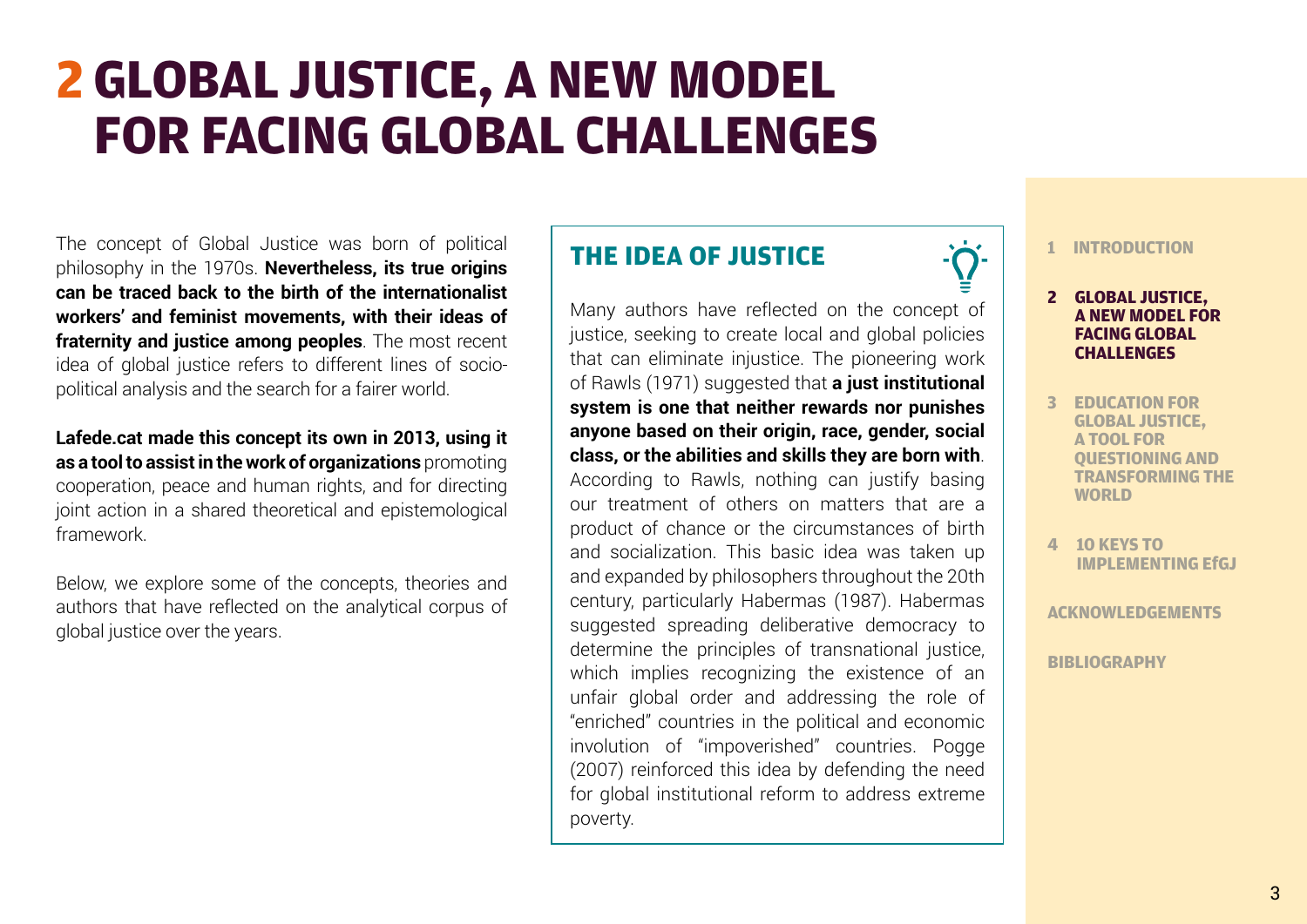# 2 GLOBAL JUSTICE, A NEW MODEL FOR FACING GLOBAL CHALLENGES

The concept of Global Justice was born of political philosophy in the 1970s. **Nevertheless, its true origins can be traced back to the birth of the internationalist workers' and feminist movements, with their ideas of fraternity and justice among peoples**. The most recent idea of global justice refers to different lines of socio-political analysis and the search for a fairer world.

**Lafede.cat made this concept its own in 2013, using it as a tool to assist in the work of organizations** promoting cooperation, peace and human rights, and for directing joint action in a shared theoretical and epistemological framework.

Below, we explore some of the concepts, theories and authors that have reflected on the analytical corpus of global justice over the years.

## THE IDEA OF JUSTICE

Many authors have reflected on the concept of justice, seeking to create local and global policies that can eliminate injustice. The pioneering work of Rawls (1971) suggested that **a just institutional system is one that neither rewards nor punishes anyone based on their origin, race, gender, social class, or the abilities and skills they are born with**. According to Rawls, nothing can justify basing our treatment of others on matters that are a product of chance or the circumstances of birth and socialization. This basic idea was taken up and expanded by philosophers throughout the 20th century, particularly Habermas (1987). Habermas suggested spreading deliberative democracy to determine the principles of transnational justice, which implies recognizing the existence of an unfair global order and addressing the role of "enriched" countries in the political and economic involution of "impoverished" countries. Pogge (2007) reinforced this idea by defending the need for global institutional reform to address extreme poverty.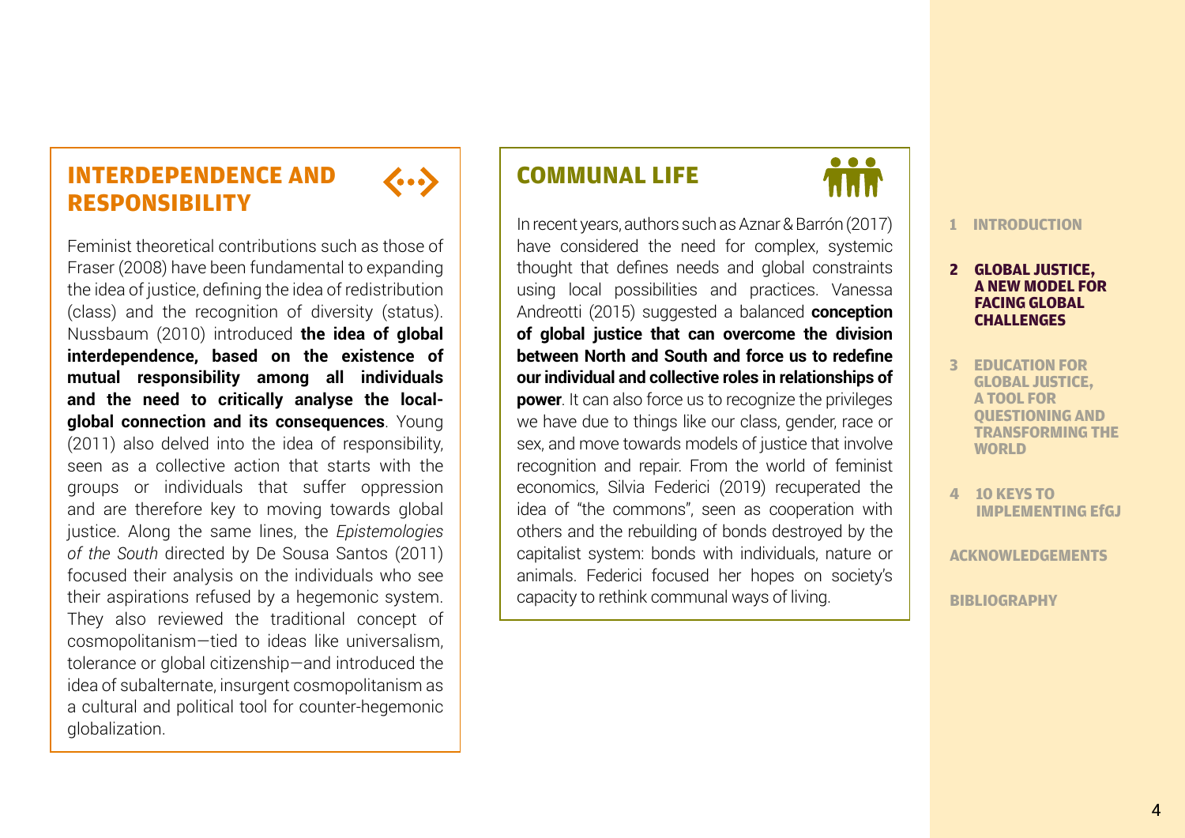## INTERDEPENDENCE AND RESPONSIBILITY

Feminist theoretical contributions such as those of Fraser (2008) have been fundamental to expanding the idea of justice, defining the idea of redistribution (class) and the recognition of diversity (status). Nussbaum (2010) introduced **the idea of global interdependence, based on the existence of mutual responsibility among all individuals and the need to critically analyse the local-global connection and its consequences**. Young (2011) also delved into the idea of responsibility, seen as a collective action that starts with the groups or individuals that suffer oppression and are therefore key to moving towards global justice. Along the same lines, the *Epistemologies of the South* directed by De Sousa Santos (2011) focused their analysis on the individuals who see their aspirations refused by a hegemonic system. They also reviewed the traditional concept of cosmopolitanism—tied to ideas like universalism, tolerance or global citizenship—and introduced the idea of subalternate, insurgent cosmopolitanism as a cultural and political tool for counter-hegemonic globalization.

## COMMUNAL LIFE

In recent years, authors such as Aznar & Barrón (2017) have considered the need for complex, systemic thought that defines needs and global constraints using local possibilities and practices. Vanessa Andreotti (2015) suggested a balanced **conception of global justice that can overcome the division between North and South and force us to redefine our individual and collective roles in relationships of power**. It can also force us to recognize the privileges we have due to things like our class, gender, race or sex, and move towards models of justice that involve recognition and repair. From the world of feminist economics, Silvia Federici (2019) recuperated the idea of "the commons", seen as cooperation with others and the rebuilding of bonds destroyed by the capitalist system: bonds with individuals, nature or animals. Federici focused her hopes on society's capacity to rethink communal ways of living.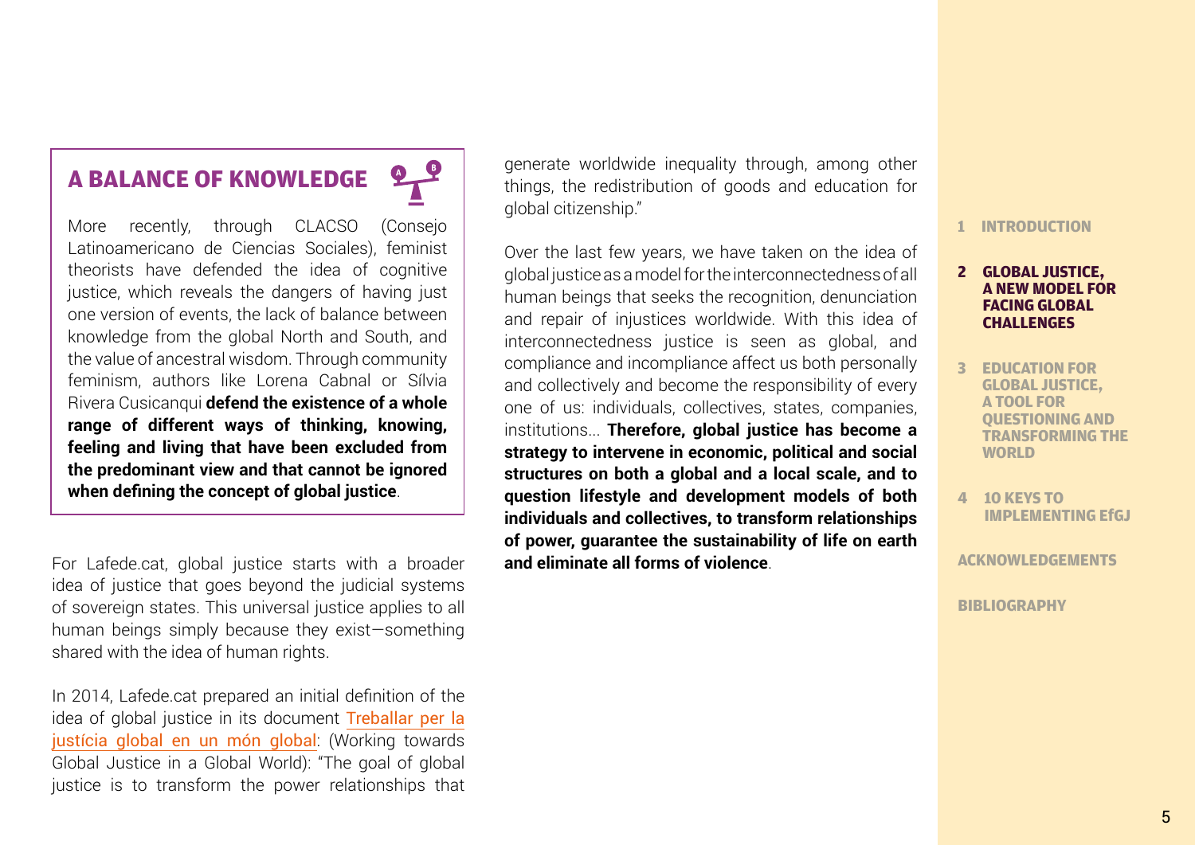## A BALANCE OF KNOWLEDGE

More recently, through CLACSO (Consejo Latinoamericano de Ciencias Sociales), feminist theorists have defended the idea of cognitive justice, which reveals the dangers of having just one version of events, the lack of balance between knowledge from the global North and South, and the value of ancestral wisdom. Through community feminism, authors like Lorena Cabnal or Sílvia Rivera Cusicanqui **defend the existence of a whole range of different ways of thinking, knowing, feeling and living that have been excluded from the predominant view and that cannot be ignored when defining the concept of global justice**.

For Lafede.cat, global justice starts with a broader idea of justice that goes beyond the judicial systems of sovereign states. This universal justice applies to all human beings simply because they exist—something shared with the idea of human rights.

In 2014, Lafede.cat prepared an initial definition of the idea of global justice in its document Treballar per la justícia global en un món global: (Working towards Global Justice in a Global World): "The goal of global justice is to transform the power relationships that generate worldwide inequality through, among other things, the redistribution of goods and education for global citizenship."

Over the last few years, we have taken on the idea of global justice as a model for the interconnectedness of all human beings that seeks the recognition, denunciation and repair of injustices worldwide. With this idea of interconnectedness justice is seen as global, and compliance and incompliance affect us both personally and collectively and become the responsibility of every one of us: individuals, collectives, states, companies, institutions... **Therefore, global justice has become a strategy to intervene in economic, political and social structures on both a global and a local scale, and to question lifestyle and development models of both individuals and collectives, to transform relationships of power, guarantee the sustainability of life on earth and eliminate all forms of violence**.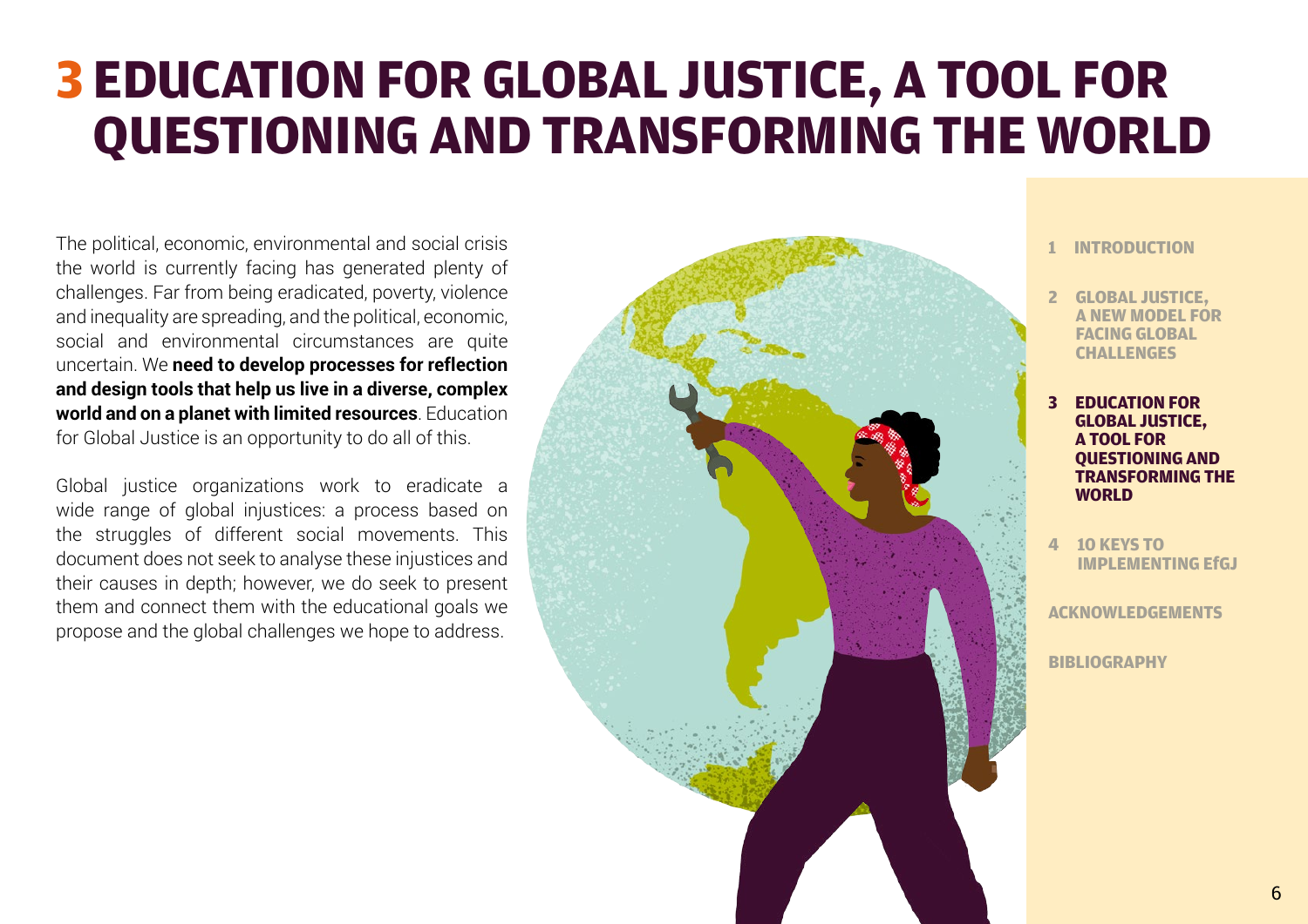# 3 EDUCATION FOR GLOBAL JUSTICE, A TOOL FOR QUESTIONING AND TRANSFORMING THE WORLD

The political, economic, environmental and social crisis the world is currently facing has generated plenty of challenges. Far from being eradicated, poverty, violence and inequality are spreading, and the political, economic, social and environmental circumstances are quite uncertain. We **need to develop processes for reflection and design tools that help us live in a diverse, complex world and on a planet with limited resources**. Education for Global Justice is an opportunity to do all of this.

Global justice organizations work to eradicate a wide range of global injustices: a process based on the struggles of different social movements. This document does not seek to analyse these injustices and their causes in depth; however, we do seek to present them and connect them with the educational goals we propose and the global challenges we hope to address.

1 INTRODUCTION

2 GLOBAL JUSTICE, A NEW MODEL FOR FACING GLOBAL CHALLENGES

**3 EDUCATION FOR GLOBAL JUSTICE, A TOOL FOR QUESTIONING AND TRANSFORMING THE WORLD**

4 10 KEYS TO IMPLEMENTING EfGJ

ACKNOWLEDGEMENTS

BIBLIOGRAPHY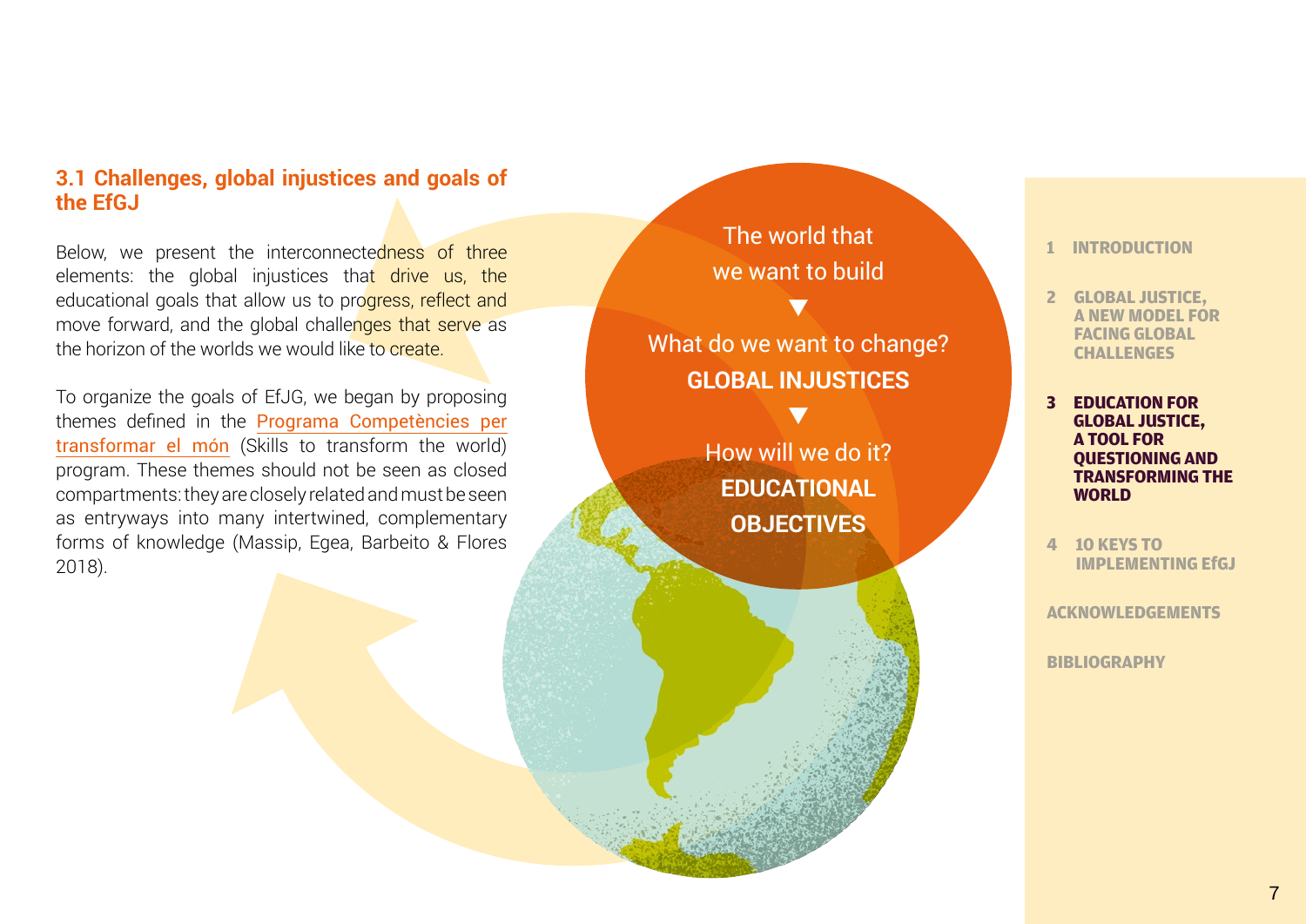### 3.1 Challenges, global injustices and goals of the EfGJ

Below, we present the interconnectedness of three elements: the global injustices that drive us, the educational goals that allow us to progress, reflect and move forward, and the global challenges that serve as the horizon of the worlds we would like to create.

To organize the goals of EfJG, we began by proposing themes defined in the Programa Competències per transformar el món (Skills to transform the world) program. These themes should not be seen as closed compartments: they are closely related and must be seen as entryways into many intertwined, complementary forms of knowledge (Massip, Egea, Barbeito & Flores 2018).

The world that we want to build

▼

What do we want to change?
**GLOBAL INJUSTICES**

▼

How will we do it?
**EDUCATIONAL OBJECTIVES**

1 INTRODUCTION

2 GLOBAL JUSTICE, A NEW MODEL FOR FACING GLOBAL CHALLENGES

**3 EDUCATION FOR GLOBAL JUSTICE, A TOOL FOR QUESTIONING AND TRANSFORMING THE WORLD**

4 10 KEYS TO IMPLEMENTING EfGJ

ACKNOWLEDGEMENTS

BIBLIOGRAPHY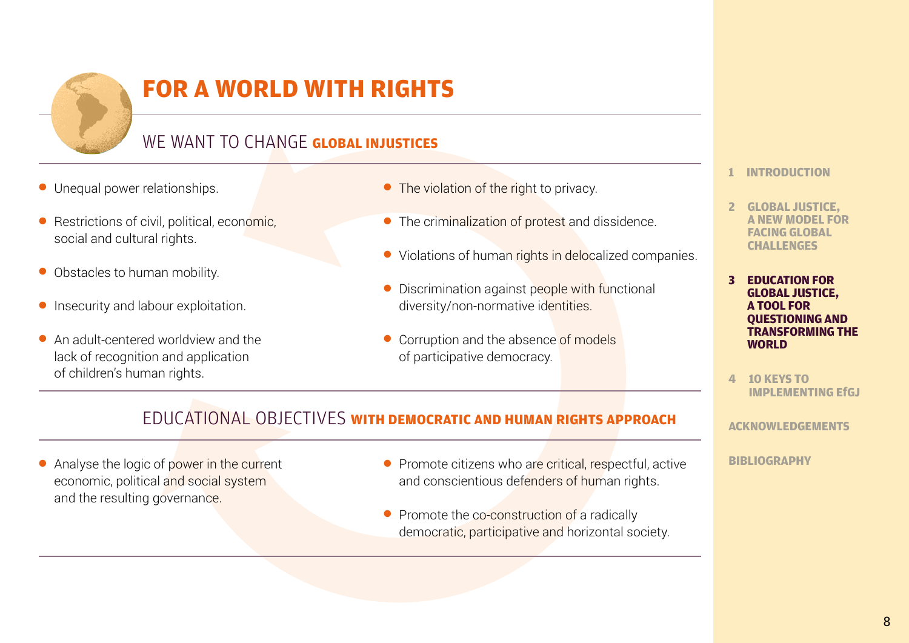# FOR A WORLD WITH RIGHTS

## WE WANT TO CHANGE **GLOBAL INJUSTICES**

- Unequal power relationships.
- Restrictions of civil, political, economic, social and cultural rights.
- Obstacles to human mobility.
- Insecurity and labour exploitation.
- An adult-centered worldview and the lack of recognition and application of children's human rights.
- The violation of the right to privacy.
- The criminalization of protest and dissidence.
- Violations of human rights in delocalized companies.
- Discrimination against people with functional diversity/non-normative identities.
- Corruption and the absence of models of participative democracy.

## EDUCATIONAL OBJECTIVES **WITH DEMOCRATIC AND HUMAN RIGHTS APPROACH**

- Analyse the logic of power in the current economic, political and social system and the resulting governance.
- Promote citizens who are critical, respectful, active and conscientious defenders of human rights.
- Promote the co-construction of a radically democratic, participative and horizontal society.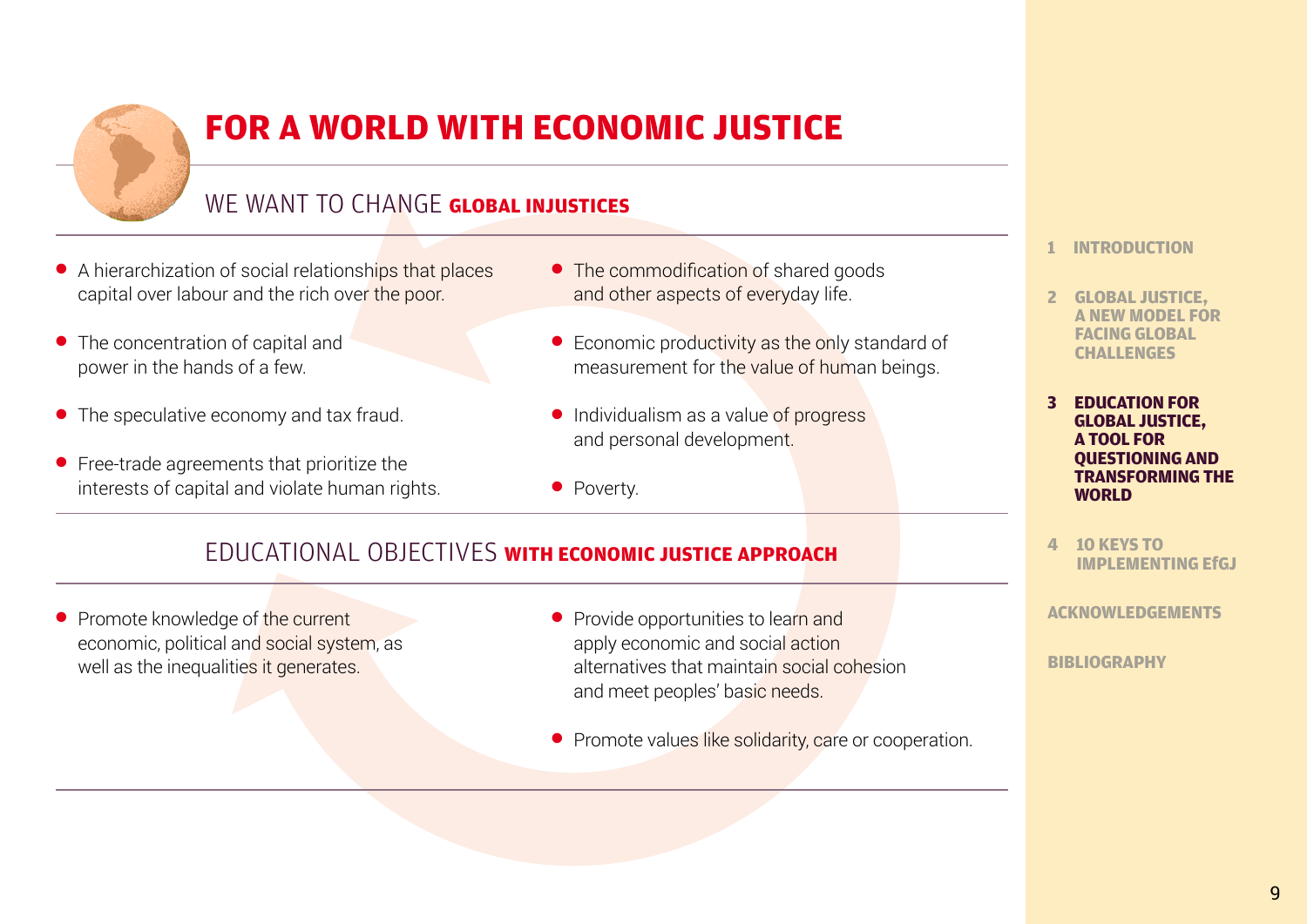# FOR A WORLD WITH ECONOMIC JUSTICE

## WE WANT TO CHANGE **GLOBAL INJUSTICES**

- A hierarchization of social relationships that places capital over labour and the rich over the poor.
- The concentration of capital and power in the hands of a few.
- The speculative economy and tax fraud.
- Free-trade agreements that prioritize the interests of capital and violate human rights.
- The commodification of shared goods and other aspects of everyday life.
- Economic productivity as the only standard of measurement for the value of human beings.
- Individualism as a value of progress and personal development.
- Poverty.

## EDUCATIONAL OBJECTIVES **WITH ECONOMIC JUSTICE APPROACH**

- Promote knowledge of the current economic, political and social system, as well as the inequalities it generates.
- Provide opportunities to learn and apply economic and social action alternatives that maintain social cohesion and meet peoples' basic needs.
- Promote values like solidarity, care or cooperation.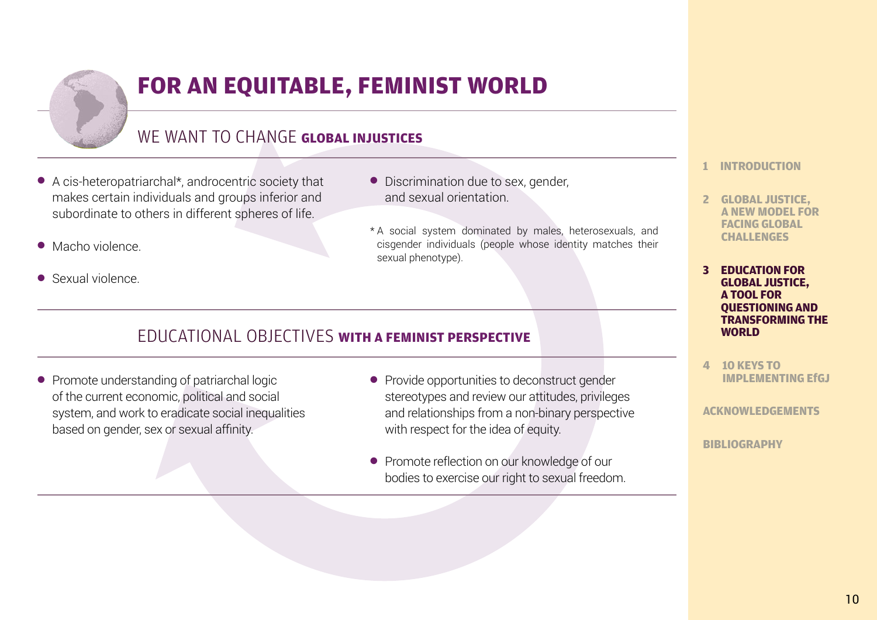# FOR AN EQUITABLE, FEMINIST WORLD

## WE WANT TO CHANGE **GLOBAL INJUSTICES**

- A cis-heteropatriarchal*, androcentric society that makes certain individuals and groups inferior and subordinate to others in different spheres of life.
- Macho violence.
- Sexual violence.
- Discrimination due to sex, gender, and sexual orientation.

* A social system dominated by males, heterosexuals, and cisgender individuals (people whose identity matches their sexual phenotype).

## EDUCATIONAL OBJECTIVES **WITH A FEMINIST PERSPECTIVE**

- Promote understanding of patriarchal logic of the current economic, political and social system, and work to eradicate social inequalities based on gender, sex or sexual affinity.
- Provide opportunities to deconstruct gender stereotypes and review our attitudes, privileges and relationships from a non-binary perspective with respect for the idea of equity.
- Promote reflection on our knowledge of our bodies to exercise our right to sexual freedom.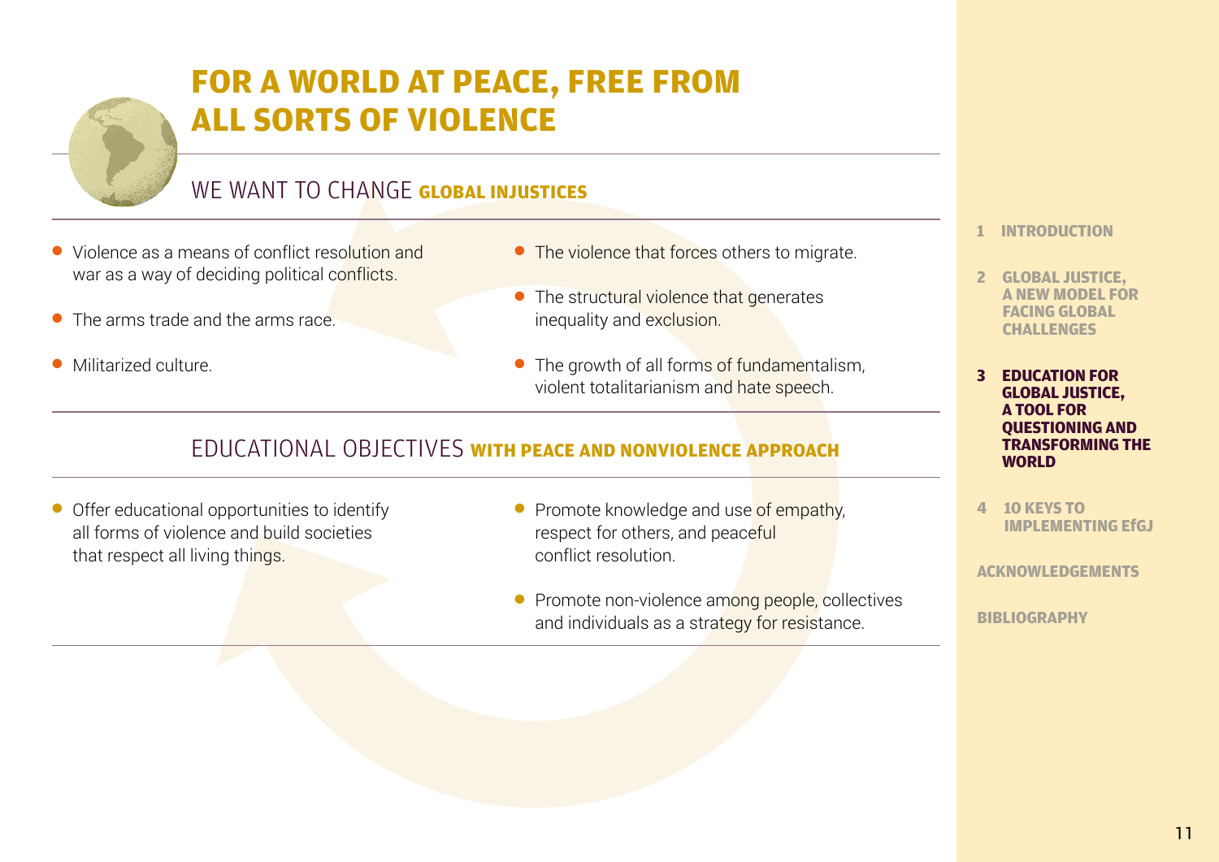# FOR A WORLD AT PEACE, FREE FROM ALL SORTS OF VIOLENCE

## WE WANT TO CHANGE **GLOBAL INJUSTICES**

- Violence as a means of conflict resolution and war as a way of deciding political conflicts.
- The arms trade and the arms race.
- Militarized culture.
- The violence that forces others to migrate.
- The structural violence that generates inequality and exclusion.
- The growth of all forms of fundamentalism, violent totalitarianism and hate speech.

## EDUCATIONAL OBJECTIVES **WITH PEACE AND NONVIOLENCE APPROACH**

- Offer educational opportunities to identify all forms of violence and build societies that respect all living things.
- Promote knowledge and use of empathy, respect for others, and peaceful conflict resolution.
- Promote non-violence among people, collectives and individuals as a strategy for resistance.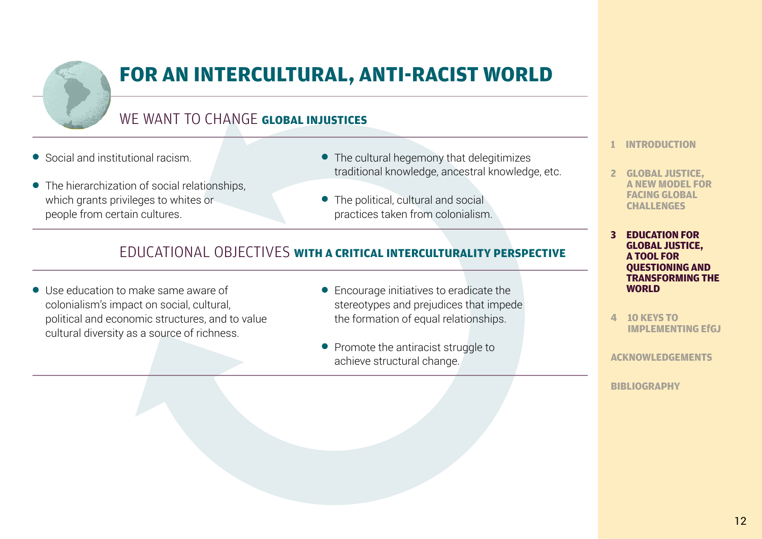# FOR AN INTERCULTURAL, ANTI-RACIST WORLD

## WE WANT TO CHANGE **GLOBAL INJUSTICES**

- Social and institutional racism.
- The hierarchization of social relationships, which grants privileges to whites or people from certain cultures.
- The cultural hegemony that delegitimizes traditional knowledge, ancestral knowledge, etc.
- The political, cultural and social practices taken from colonialism.

## EDUCATIONAL OBJECTIVES **WITH A CRITICAL INTERCULTURALITY PERSPECTIVE**

- Use education to make same aware of colonialism's impact on social, cultural, political and economic structures, and to value cultural diversity as a source of richness.
- Encourage initiatives to eradicate the stereotypes and prejudices that impede the formation of equal relationships.
- Promote the antiracist struggle to achieve structural change.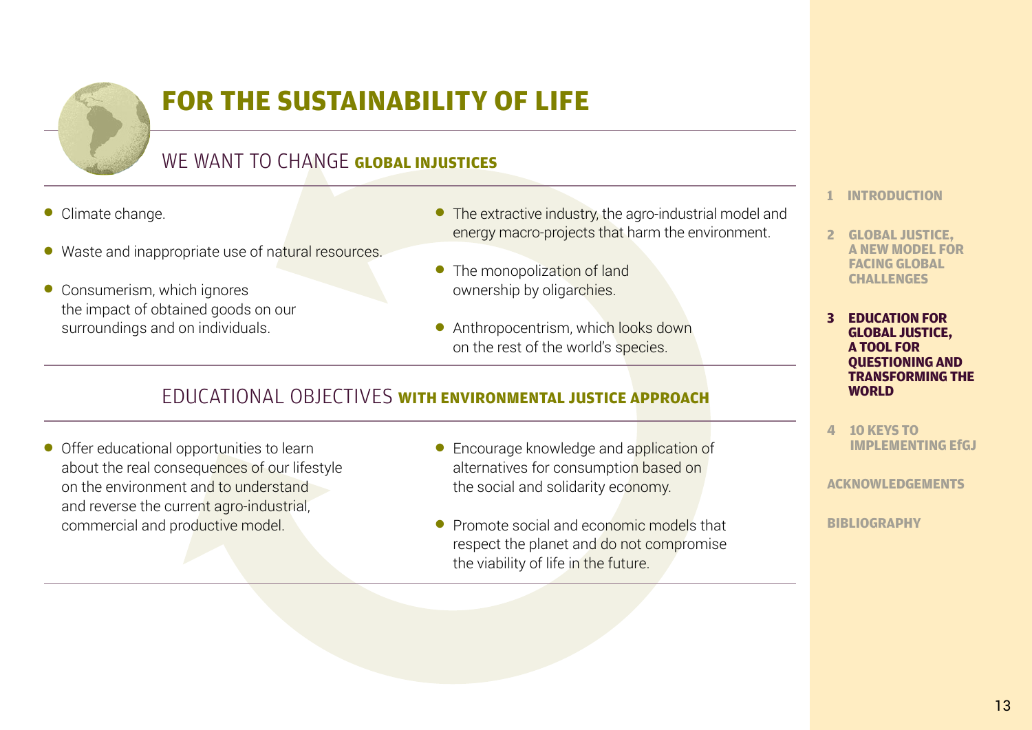# FOR THE SUSTAINABILITY OF LIFE

## WE WANT TO CHANGE **GLOBAL INJUSTICES**

- Climate change.
- Waste and inappropriate use of natural resources.
- Consumerism, which ignores the impact of obtained goods on our surroundings and on individuals.
- The extractive industry, the agro-industrial model and energy macro-projects that harm the environment.
- The monopolization of land ownership by oligarchies.
- Anthropocentrism, which looks down on the rest of the world's species.

## EDUCATIONAL OBJECTIVES **WITH ENVIRONMENTAL JUSTICE APPROACH**

- Offer educational opportunities to learn about the real consequences of our lifestyle on the environment and to understand and reverse the current agro-industrial, commercial and productive model.
- Encourage knowledge and application of alternatives for consumption based on the social and solidarity economy.
- Promote social and economic models that respect the planet and do not compromise the viability of life in the future.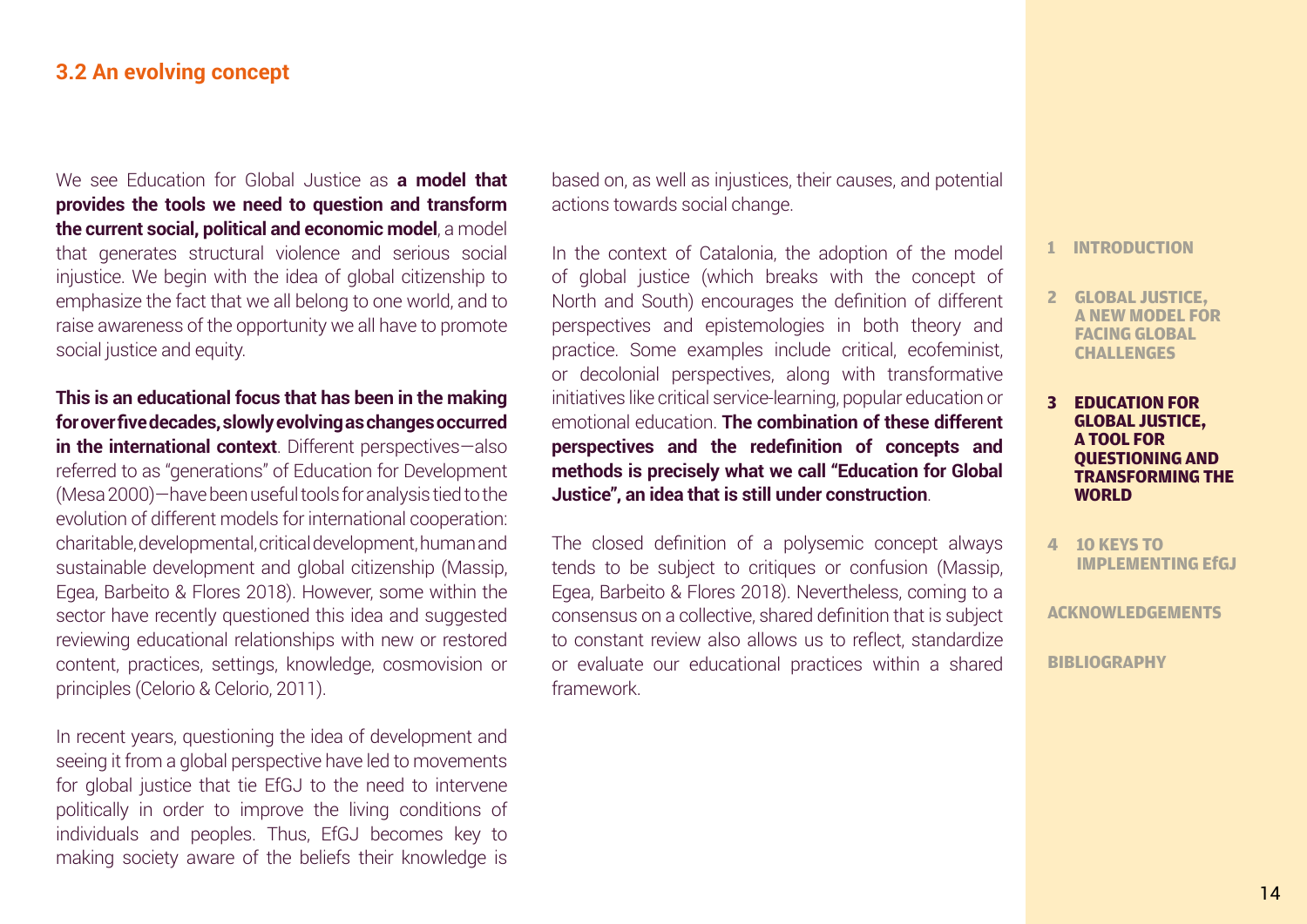### 3.2 An evolving concept

We see Education for Global Justice as **a model that provides the tools we need to question and transform the current social, political and economic model**, a model that generates structural violence and serious social injustice. We begin with the idea of global citizenship to emphasize the fact that we all belong to one world, and to raise awareness of the opportunity we all have to promote social justice and equity.

**This is an educational focus that has been in the making for over five decades, slowly evolving as changes occurred in the international context**. Different perspectives—also referred to as "generations" of Education for Development (Mesa 2000)—have been useful tools for analysis tied to the evolution of different models for international cooperation: charitable, developmental, critical development, human and sustainable development and global citizenship (Massip, Egea, Barbeito & Flores 2018). However, some within the sector have recently questioned this idea and suggested reviewing educational relationships with new or restored content, practices, settings, knowledge, cosmovision or principles (Celorio & Celorio, 2011).

In recent years, questioning the idea of development and seeing it from a global perspective have led to movements for global justice that tie EfGJ to the need to intervene politically in order to improve the living conditions of individuals and peoples. Thus, EfGJ becomes key to making society aware of the beliefs their knowledge is based on, as well as injustices, their causes, and potential actions towards social change.

In the context of Catalonia, the adoption of the model of global justice (which breaks with the concept of North and South) encourages the definition of different perspectives and epistemologies in both theory and practice. Some examples include critical, ecofeminist, or decolonial perspectives, along with transformative initiatives like critical service-learning, popular education or emotional education. **The combination of these different perspectives and the redefinition of concepts and methods is precisely what we call "Education for Global Justice", an idea that is still under construction**.

The closed definition of a polysemic concept always tends to be subject to critiques or confusion (Massip, Egea, Barbeito & Flores 2018). Nevertheless, coming to a consensus on a collective, shared definition that is subject to constant review also allows us to reflect, standardize or evaluate our educational practices within a shared framework.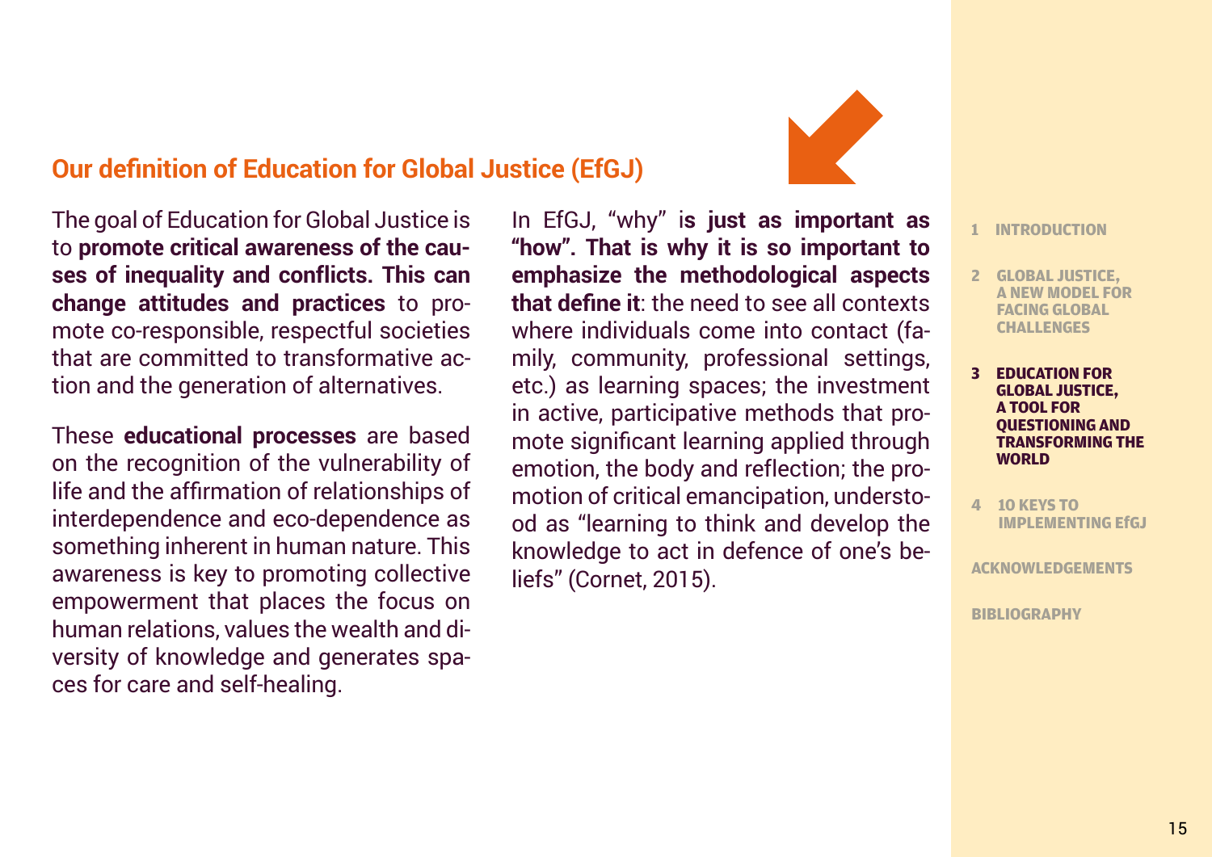## Our definition of Education for Global Justice (EfGJ)

The goal of Education for Global Justice is to **promote critical awareness of the causes of inequality and conflicts. This can change attitudes and practices** to promote co-responsible, respectful societies that are committed to transformative action and the generation of alternatives.

These **educational processes** are based on the recognition of the vulnerability of life and the affirmation of relationships of interdependence and eco-dependence as something inherent in human nature. This awareness is key to promoting collective empowerment that places the focus on human relations, values the wealth and diversity of knowledge and generates spaces for care and self-healing.

In EfGJ, "why" i**s just as important as "how". That is why it is so important to emphasize the methodological aspects that define it**: the need to see all contexts where individuals come into contact (family, community, professional settings, etc.) as learning spaces; the investment in active, participative methods that promote significant learning applied through emotion, the body and reflection; the promotion of critical emancipation, understood as "learning to think and develop the knowledge to act in defence of one's beliefs" (Cornet, 2015).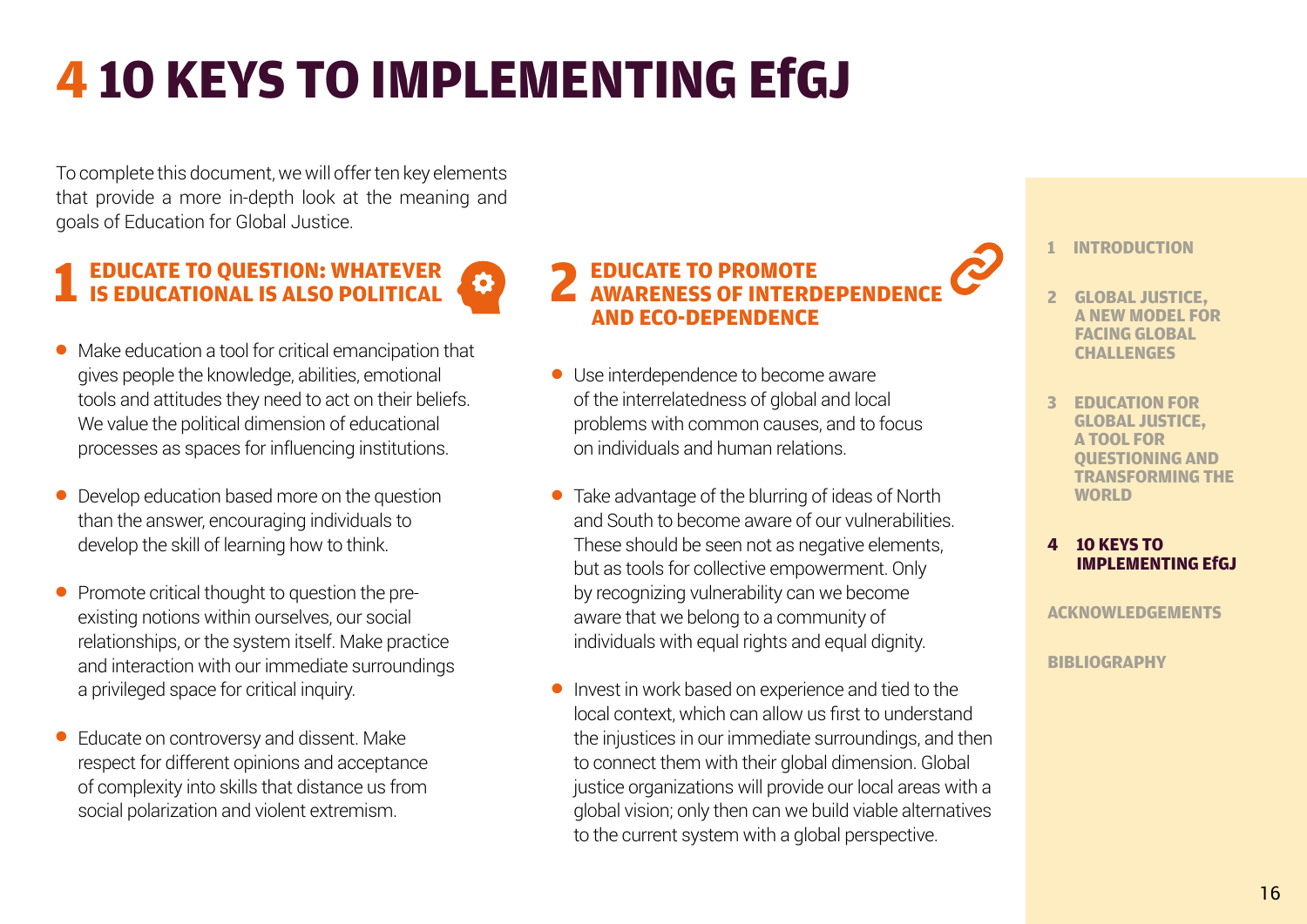# 4 10 KEYS TO IMPLEMENTING EfGJ

To complete this document, we will offer ten key elements that provide a more in-depth look at the meaning and goals of Education for Global Justice.

## 1 EDUCATE TO QUESTION: WHATEVER IS EDUCATIONAL IS ALSO POLITICAL

- Make education a tool for critical emancipation that gives people the knowledge, abilities, emotional tools and attitudes they need to act on their beliefs. We value the political dimension of educational processes as spaces for influencing institutions.
- Develop education based more on the question than the answer, encouraging individuals to develop the skill of learning how to think.
- Promote critical thought to question the pre-existing notions within ourselves, our social relationships, or the system itself. Make practice and interaction with our immediate surroundings a privileged space for critical inquiry.
- Educate on controversy and dissent. Make respect for different opinions and acceptance of complexity into skills that distance us from social polarization and violent extremism.

## 2 EDUCATE TO PROMOTE AWARENESS OF INTERDEPENDENCE AND ECO-DEPENDENCE

- Use interdependence to become aware of the interrelatedness of global and local problems with common causes, and to focus on individuals and human relations.
- Take advantage of the blurring of ideas of North and South to become aware of our vulnerabilities. These should be seen not as negative elements, but as tools for collective empowerment. Only by recognizing vulnerability can we become aware that we belong to a community of individuals with equal rights and equal dignity.
- Invest in work based on experience and tied to the local context, which can allow us first to understand the injustices in our immediate surroundings, and then to connect them with their global dimension. Global justice organizations will provide our local areas with a global vision; only then can we build viable alternatives to the current system with a global perspective.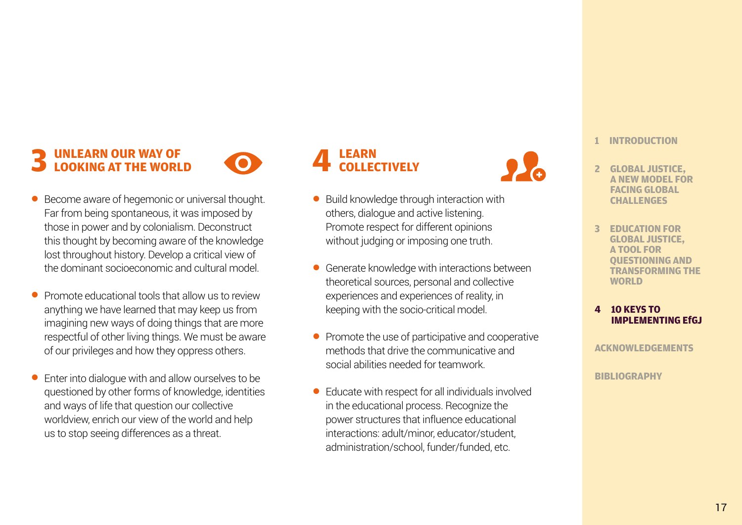## 3 UNLEARN OUR WAY OF LOOKING AT THE WORLD

- Become aware of hegemonic or universal thought. Far from being spontaneous, it was imposed by those in power and by colonialism. Deconstruct this thought by becoming aware of the knowledge lost throughout history. Develop a critical view of the dominant socioeconomic and cultural model.
- Promote educational tools that allow us to review anything we have learned that may keep us from imagining new ways of doing things that are more respectful of other living things. We must be aware of our privileges and how they oppress others.
- Enter into dialogue with and allow ourselves to be questioned by other forms of knowledge, identities and ways of life that question our collective worldview, enrich our view of the world and help us to stop seeing differences as a threat.

## 4 LEARN COLLECTIVELY

- Build knowledge through interaction with others, dialogue and active listening. Promote respect for different opinions without judging or imposing one truth.
- Generate knowledge with interactions between theoretical sources, personal and collective experiences and experiences of reality, in keeping with the socio-critical model.
- Promote the use of participative and cooperative methods that drive the communicative and social abilities needed for teamwork.
- Educate with respect for all individuals involved in the educational process. Recognize the power structures that influence educational interactions: adult/minor, educator/student, administration/school, funder/funded, etc.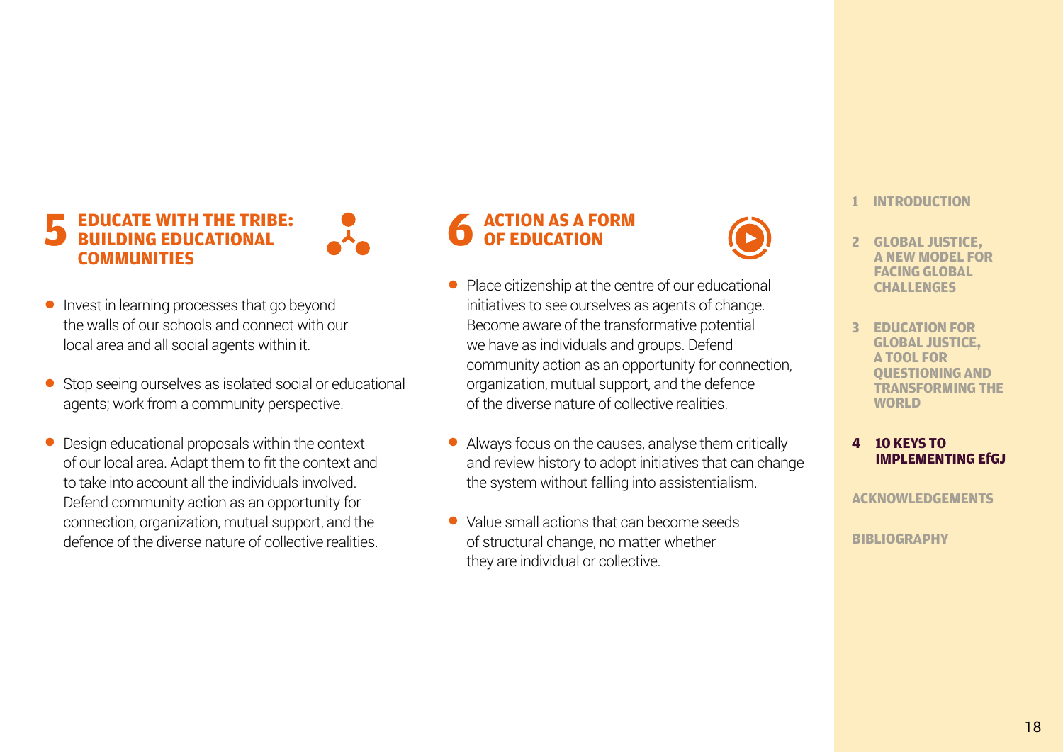## 5 EDUCATE WITH THE TRIBE: BUILDING EDUCATIONAL COMMUNITIES

- Invest in learning processes that go beyond the walls of our schools and connect with our local area and all social agents within it.
- Stop seeing ourselves as isolated social or educational agents; work from a community perspective.
- Design educational proposals within the context of our local area. Adapt them to fit the context and to take into account all the individuals involved. Defend community action as an opportunity for connection, organization, mutual support, and the defence of the diverse nature of collective realities.

## 6 ACTION AS A FORM OF EDUCATION

- Place citizenship at the centre of our educational initiatives to see ourselves as agents of change. Become aware of the transformative potential we have as individuals and groups. Defend community action as an opportunity for connection, organization, mutual support, and the defence of the diverse nature of collective realities.
- Always focus on the causes, analyse them critically and review history to adopt initiatives that can change the system without falling into assistentialism.
- Value small actions that can become seeds of structural change, no matter whether they are individual or collective.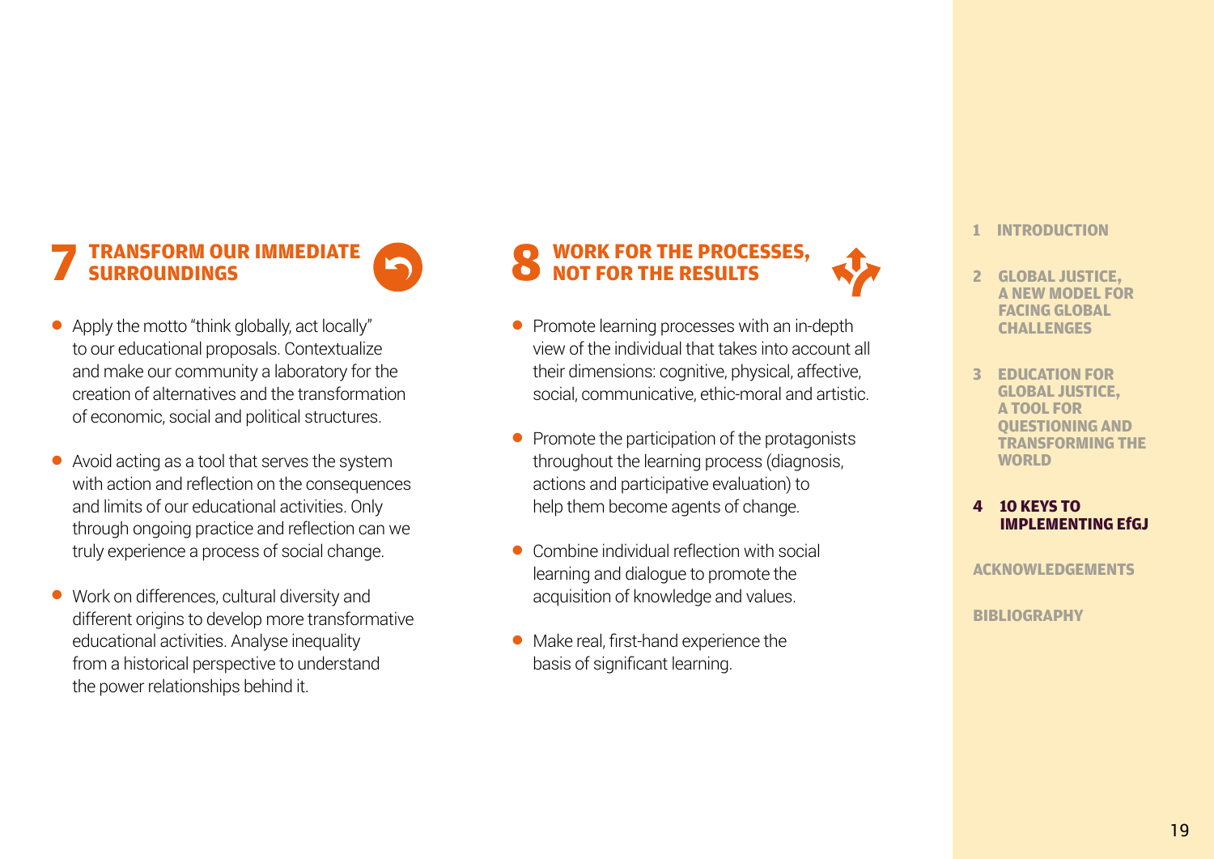## 7 TRANSFORM OUR IMMEDIATE SURROUNDINGS

- Apply the motto "think globally, act locally" to our educational proposals. Contextualize and make our community a laboratory for the creation of alternatives and the transformation of economic, social and political structures.
- Avoid acting as a tool that serves the system with action and reflection on the consequences and limits of our educational activities. Only through ongoing practice and reflection can we truly experience a process of social change.
- Work on differences, cultural diversity and different origins to develop more transformative educational activities. Analyse inequality from a historical perspective to understand the power relationships behind it.

## 8 WORK FOR THE PROCESSES, NOT FOR THE RESULTS

- Promote learning processes with an in-depth view of the individual that takes into account all their dimensions: cognitive, physical, affective, social, communicative, ethic-moral and artistic.
- Promote the participation of the protagonists throughout the learning process (diagnosis, actions and participative evaluation) to help them become agents of change.
- Combine individual reflection with social learning and dialogue to promote the acquisition of knowledge and values.
- Make real, first-hand experience the basis of significant learning.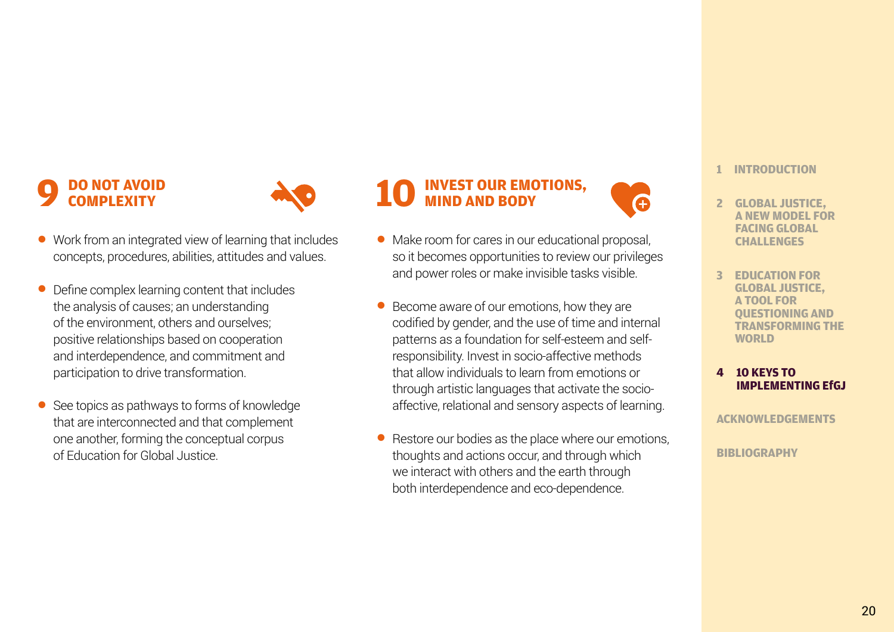## 9 DO NOT AVOID COMPLEXITY

- Work from an integrated view of learning that includes concepts, procedures, abilities, attitudes and values.
- Define complex learning content that includes the analysis of causes; an understanding of the environment, others and ourselves; positive relationships based on cooperation and interdependence, and commitment and participation to drive transformation.
- See topics as pathways to forms of knowledge that are interconnected and that complement one another, forming the conceptual corpus of Education for Global Justice.

## 10 INVEST OUR EMOTIONS, MIND AND BODY

- Make room for cares in our educational proposal, so it becomes opportunities to review our privileges and power roles or make invisible tasks visible.
- Become aware of our emotions, how they are codified by gender, and the use of time and internal patterns as a foundation for self-esteem and self-responsibility. Invest in socio-affective methods that allow individuals to learn from emotions or through artistic languages that activate the socio-affective, relational and sensory aspects of learning.
- Restore our bodies as the place where our emotions, thoughts and actions occur, and through which we interact with others and the earth through both interdependence and eco-dependence.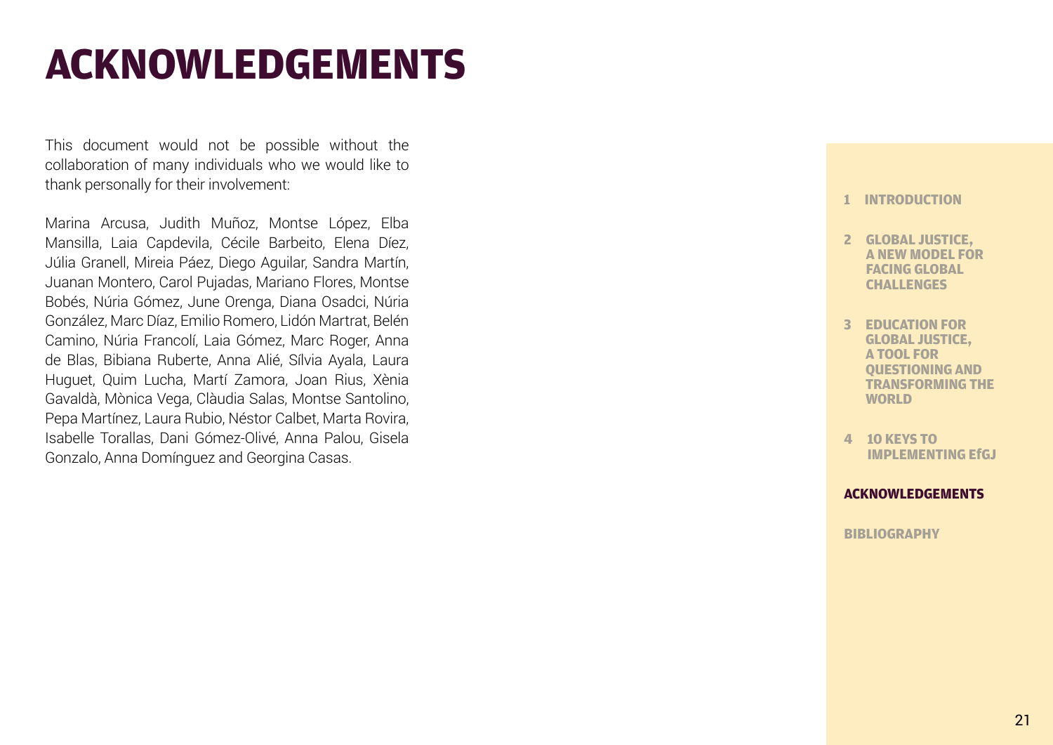# ACKNOWLEDGEMENTS

This document would not be possible without the collaboration of many individuals who we would like to thank personally for their involvement:

Marina Arcusa, Judith Muñoz, Montse López, Elba Mansilla, Laia Capdevila, Cécile Barbeito, Elena Díez, Júlia Granell, Mireia Páez, Diego Aguilar, Sandra Martín, Juanan Montero, Carol Pujadas, Mariano Flores, Montse Bobés, Núria Gómez, June Orenga, Diana Osadci, Núria González, Marc Díaz, Emilio Romero, Lidón Martrat, Belén Camino, Núria Francolí, Laia Gómez, Marc Roger, Anna de Blas, Bibiana Ruberte, Anna Alié, Sílvia Ayala, Laura Huguet, Quim Lucha, Martí Zamora, Joan Rius, Xènia Gavaldà, Mònica Vega, Clàudia Salas, Montse Santolino, Pepa Martínez, Laura Rubio, Néstor Calbet, Marta Rovira, Isabelle Torallas, Dani Gómez-Olivé, Anna Palou, Gisela Gonzalo, Anna Domínguez and Georgina Casas.

1 INTRODUCTION

2 GLOBAL JUSTICE, A NEW MODEL FOR FACING GLOBAL CHALLENGES

3 EDUCATION FOR GLOBAL JUSTICE, A TOOL FOR QUESTIONING AND TRANSFORMING THE WORLD

4 10 KEYS TO IMPLEMENTING EfGJ

**ACKNOWLEDGEMENTS**

BIBLIOGRAPHY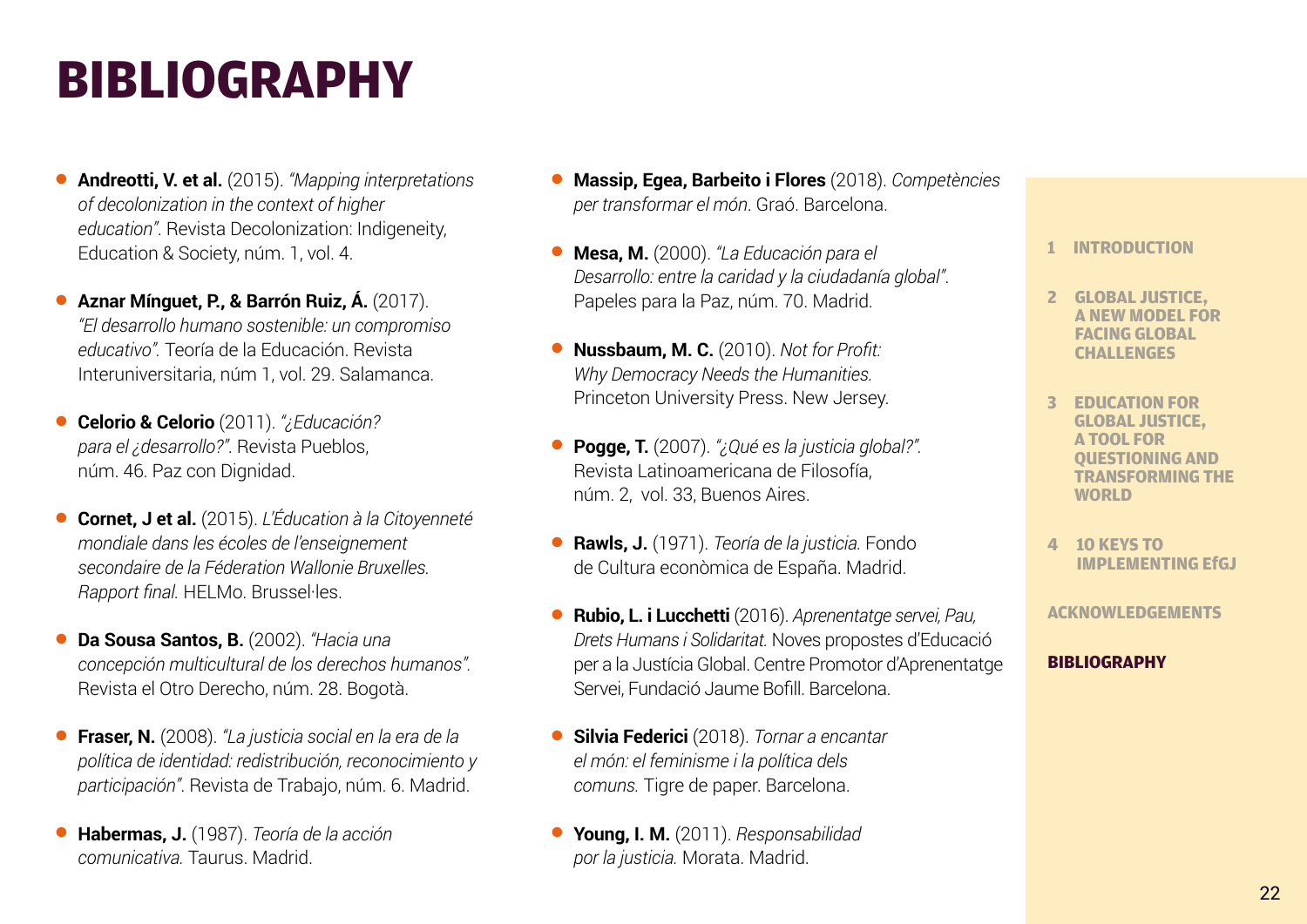# BIBLIOGRAPHY

- **Andreotti, V. et al.** (2015). *"Mapping interpretations of decolonization in the context of higher education".* Revista Decolonization: Indigeneity, Education & Society, núm. 1, vol. 4.
- **Aznar Mínguet, P., & Barrón Ruiz, Á.** (2017). *"El desarrollo humano sostenible: un compromiso educativo".* Teoría de la Educación. Revista Interuniversitaria, núm 1, vol. 29. Salamanca.
- **Celorio & Celorio** (2011). *"¿Educación? para el ¿desarrollo?".* Revista Pueblos, núm. 46. Paz con Dignidad.
- **Cornet, J et al.** (2015). *L'Éducation à la Citoyenneté mondiale dans les écoles de l'enseignement secondaire de la Féderation Wallonie Bruxelles. Rapport final.* HELMo. Brussel·les.
- **Da Sousa Santos, B.** (2002). *"Hacia una concepción multicultural de los derechos humanos".* Revista el Otro Derecho, núm. 28. Bogotà.
- **Fraser, N.** (2008). *"La justicia social en la era de la política de identidad: redistribución, reconocimiento y participación".* Revista de Trabajo, núm. 6. Madrid.
- **Habermas, J.** (1987). *Teoría de la acción comunicativa.* Taurus. Madrid.
- **Massip, Egea, Barbeito i Flores** (2018). *Competències per transformar el món*. Graó. Barcelona.
- **Mesa, M.** (2000). *"La Educación para el Desarrollo: entre la caridad y la ciudadanía global".* Papeles para la Paz, núm. 70. Madrid.
- **Nussbaum, M. C.** (2010). *Not for Profit: Why Democracy Needs the Humanities.* Princeton University Press. New Jersey.
- **Pogge, T.** (2007). *"¿Qué es la justicia global?".* Revista Latinoamericana de Filosofía, núm. 2, vol. 33, Buenos Aires.
- **Rawls, J.** (1971). *Teoría de la justicia.* Fondo de Cultura econòmica de España. Madrid.
- **Rubio, L. i Lucchetti** (2016). *Aprenentatge servei, Pau, Drets Humans i Solidaritat.* Noves propostes d'Educació per a la Justícia Global. Centre Promotor d'Aprenentatge Servei, Fundació Jaume Bofill. Barcelona.
- **Silvia Federici** (2018). *Tornar a encantar el món: el feminisme i la política dels comuns.* Tigre de paper. Barcelona.
- **Young, I. M.** (2011). *Responsabilidad por la justicia.* Morata. Madrid.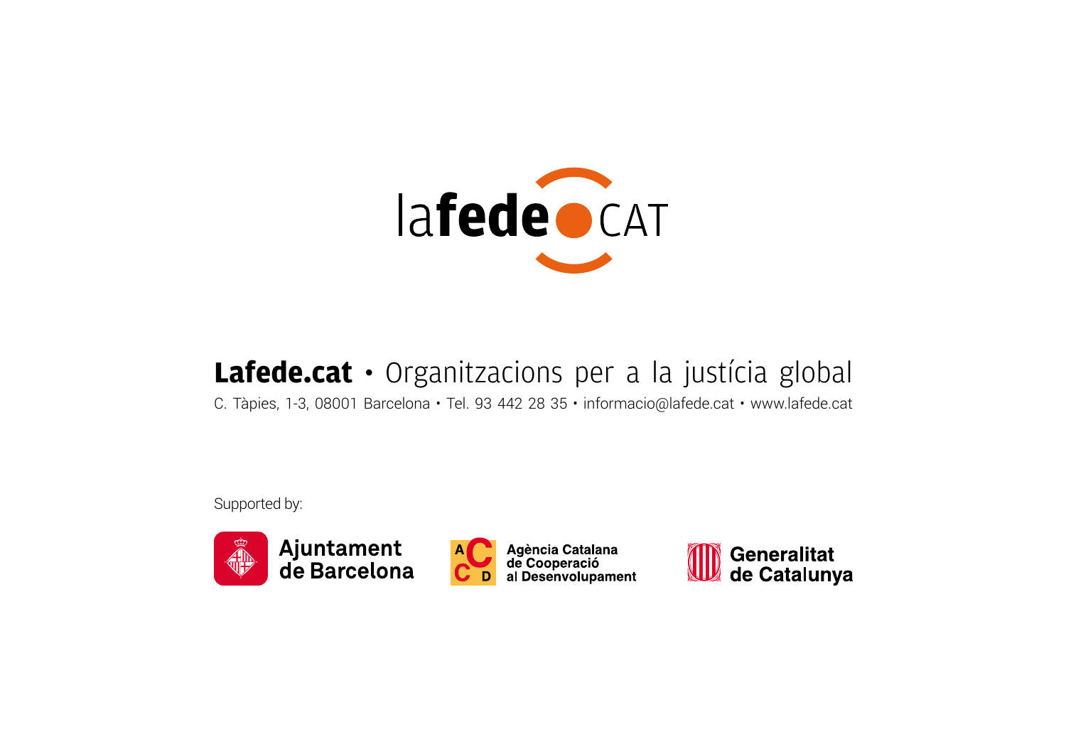lafede CAT

**Lafede.cat** • Organitzacions per a la justícia global

C. Tàpies, 1-3, 08001 Barcelona • Tel. 93 442 28 35 • informacio@lafede.cat • www.lafede.cat

Supported by:

Ajuntament de Barcelona

Agència Catalana de Cooperació al Desenvolupament

Generalitat de Catalunya